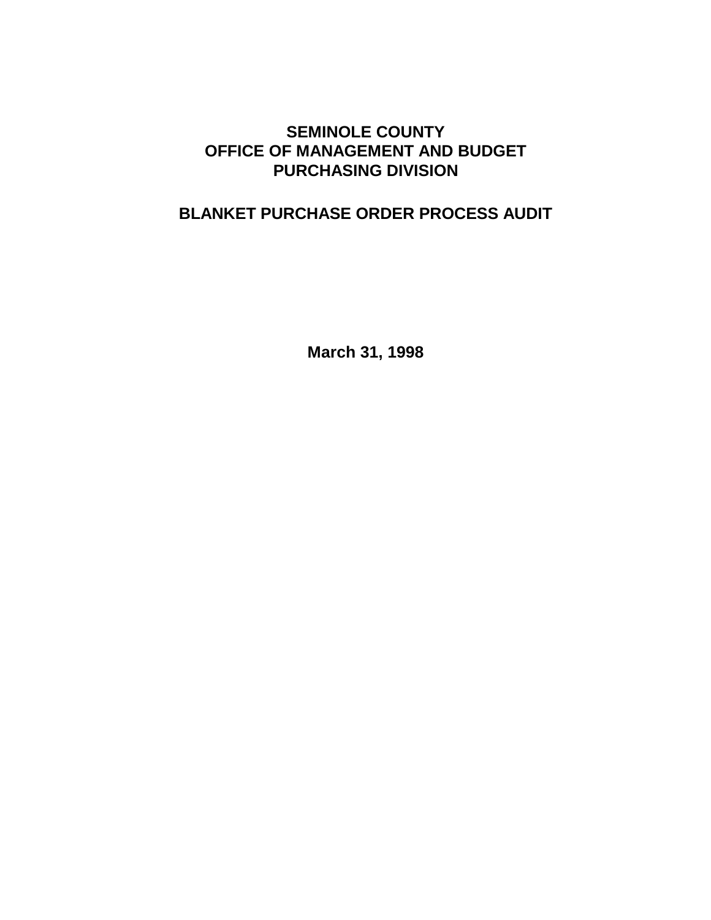# SEMINOLE COUNTY
# OFFICE OF MANAGEMENT AND BUDGET
# PURCHASING DIVISION

## BLANKET PURCHASE ORDER PROCESS AUDIT

**March 31, 1998**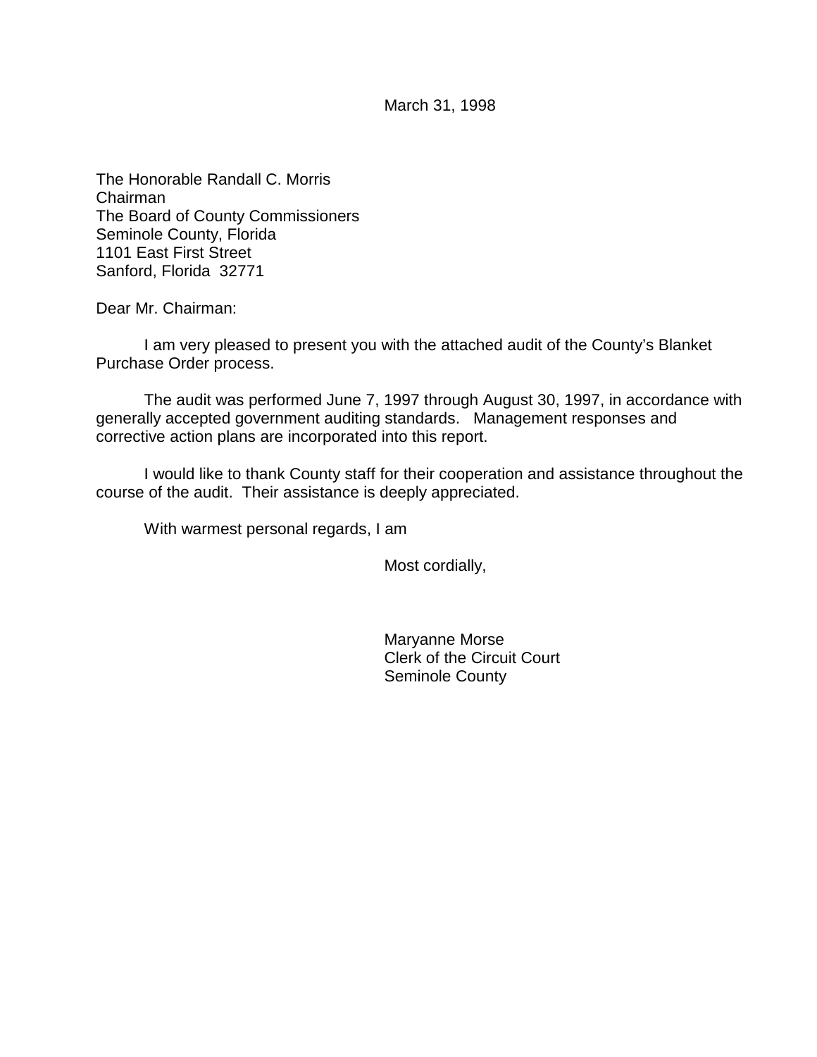March 31, 1998

The Honorable Randall C. Morris
Chairman
The Board of County Commissioners
Seminole County, Florida
1101 East First Street
Sanford, Florida 32771

Dear Mr. Chairman:

I am very pleased to present you with the attached audit of the County's Blanket Purchase Order process.

The audit was performed June 7, 1997 through August 30, 1997, in accordance with generally accepted government auditing standards. Management responses and corrective action plans are incorporated into this report.

I would like to thank County staff for their cooperation and assistance throughout the course of the audit. Their assistance is deeply appreciated.

With warmest personal regards, I am

Most cordially,

Maryanne Morse
Clerk of the Circuit Court
Seminole County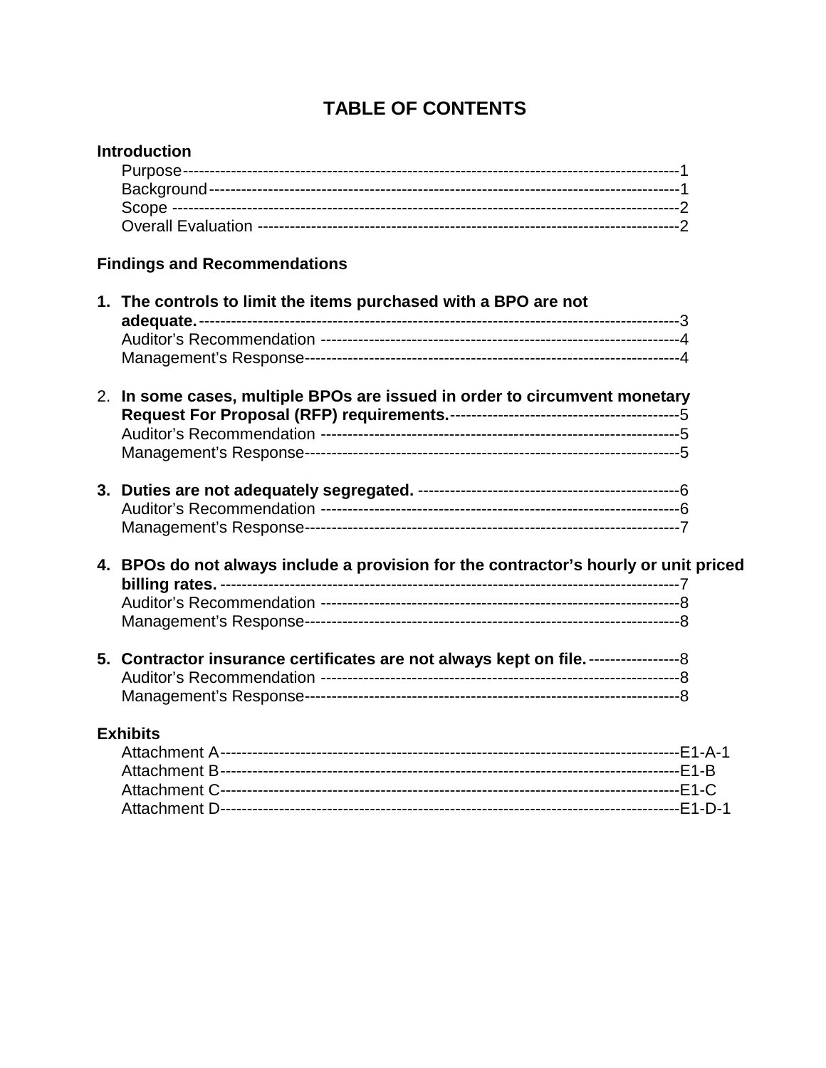# TABLE OF CONTENTS

**Introduction**

Purpose -------------------------------------------------------------------------------------------1
Background ---------------------------------------------------------------------------------------1
Scope ------------------------------------------------------------------------------------------------2
Overall Evaluation -------------------------------------------------------------------------------2

**Findings and Recommendations**

1. **The controls to limit the items purchased with a BPO are not adequate.** -------------------------------------------------------------------------------------------3
   Auditor's Recommendation ------------------------------------------------------------------4
   Management's Response---------------------------------------------------------------------4

2. **In some cases, multiple BPOs are issued in order to circumvent monetary Request For Proposal (RFP) requirements.**-------------------------------------------5
   Auditor's Recommendation ------------------------------------------------------------------5
   Management's Response---------------------------------------------------------------------5

3. **Duties are not adequately segregated.** ------------------------------------------------6
   Auditor's Recommendation ------------------------------------------------------------------6
   Management's Response---------------------------------------------------------------------7

4. **BPOs do not always include a provision for the contractor's hourly or unit priced billing rates.** ------------------------------------------------------------------------------------7
   Auditor's Recommendation ------------------------------------------------------------------8
   Management's Response---------------------------------------------------------------------8

5. **Contractor insurance certificates are not always kept on file.** -----------------8
   Auditor's Recommendation ------------------------------------------------------------------8
   Management's Response---------------------------------------------------------------------8

**Exhibits**

Attachment A ----------------------------------------------------------------------------------E1-A-1
Attachment B ----------------------------------------------------------------------------------E1-B
Attachment C ----------------------------------------------------------------------------------E1-C
Attachment D ----------------------------------------------------------------------------------E1-D-1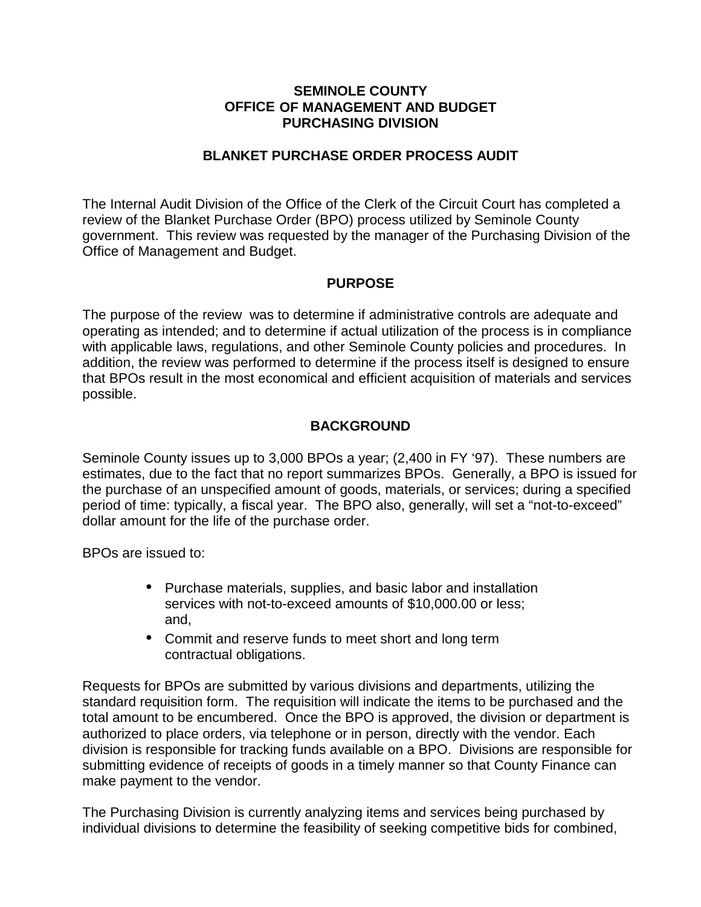**SEMINOLE COUNTY**
**OFFICE OF MANAGEMENT AND BUDGET**
**PURCHASING DIVISION**

# BLANKET PURCHASE ORDER PROCESS AUDIT

The Internal Audit Division of the Office of the Clerk of the Circuit Court has completed a review of the Blanket Purchase Order (BPO) process utilized by Seminole County government. This review was requested by the manager of the Purchasing Division of the Office of Management and Budget.

## PURPOSE

The purpose of the review was to determine if administrative controls are adequate and operating as intended; and to determine if actual utilization of the process is in compliance with applicable laws, regulations, and other Seminole County policies and procedures. In addition, the review was performed to determine if the process itself is designed to ensure that BPOs result in the most economical and efficient acquisition of materials and services possible.

## BACKGROUND

Seminole County issues up to 3,000 BPOs a year; (2,400 in FY '97). These numbers are estimates, due to the fact that no report summarizes BPOs. Generally, a BPO is issued for the purchase of an unspecified amount of goods, materials, or services; during a specified period of time: typically, a fiscal year. The BPO also, generally, will set a "not-to-exceed" dollar amount for the life of the purchase order.

BPOs are issued to:

- Purchase materials, supplies, and basic labor and installation services with not-to-exceed amounts of $10,000.00 or less; and,
- Commit and reserve funds to meet short and long term contractual obligations.

Requests for BPOs are submitted by various divisions and departments, utilizing the standard requisition form. The requisition will indicate the items to be purchased and the total amount to be encumbered. Once the BPO is approved, the division or department is authorized to place orders, via telephone or in person, directly with the vendor. Each division is responsible for tracking funds available on a BPO. Divisions are responsible for submitting evidence of receipts of goods in a timely manner so that County Finance can make payment to the vendor.

The Purchasing Division is currently analyzing items and services being purchased by individual divisions to determine the feasibility of seeking competitive bids for combined,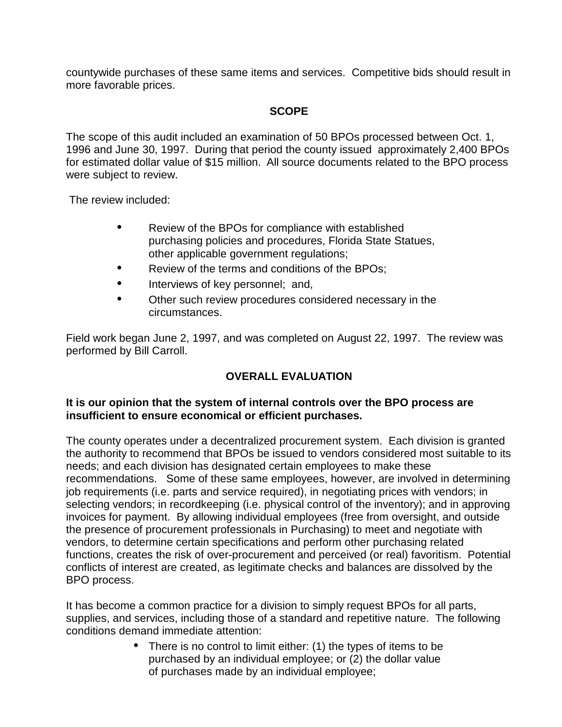countywide purchases of these same items and services. Competitive bids should result in more favorable prices.

## SCOPE

The scope of this audit included an examination of 50 BPOs processed between Oct. 1, 1996 and June 30, 1997. During that period the county issued approximately 2,400 BPOs for estimated dollar value of $15 million. All source documents related to the BPO process were subject to review.

The review included:

- Review of the BPOs for compliance with established purchasing policies and procedures, Florida State Statues, other applicable government regulations;
- Review of the terms and conditions of the BPOs;
- Interviews of key personnel; and,
- Other such review procedures considered necessary in the circumstances.

Field work began June 2, 1997, and was completed on August 22, 1997. The review was performed by Bill Carroll.

## OVERALL EVALUATION

**It is our opinion that the system of internal controls over the BPO process are insufficient to ensure economical or efficient purchases.**

The county operates under a decentralized procurement system. Each division is granted the authority to recommend that BPOs be issued to vendors considered most suitable to its needs; and each division has designated certain employees to make these recommendations. Some of these same employees, however, are involved in determining job requirements (i.e. parts and service required), in negotiating prices with vendors; in selecting vendors; in recordkeeping (i.e. physical control of the inventory); and in approving invoices for payment. By allowing individual employees (free from oversight, and outside the presence of procurement professionals in Purchasing) to meet and negotiate with vendors, to determine certain specifications and perform other purchasing related functions, creates the risk of over-procurement and perceived (or real) favoritism. Potential conflicts of interest are created, as legitimate checks and balances are dissolved by the BPO process.

It has become a common practice for a division to simply request BPOs for all parts, supplies, and services, including those of a standard and repetitive nature. The following conditions demand immediate attention:

- There is no control to limit either: (1) the types of items to be purchased by an individual employee; or (2) the dollar value of purchases made by an individual employee;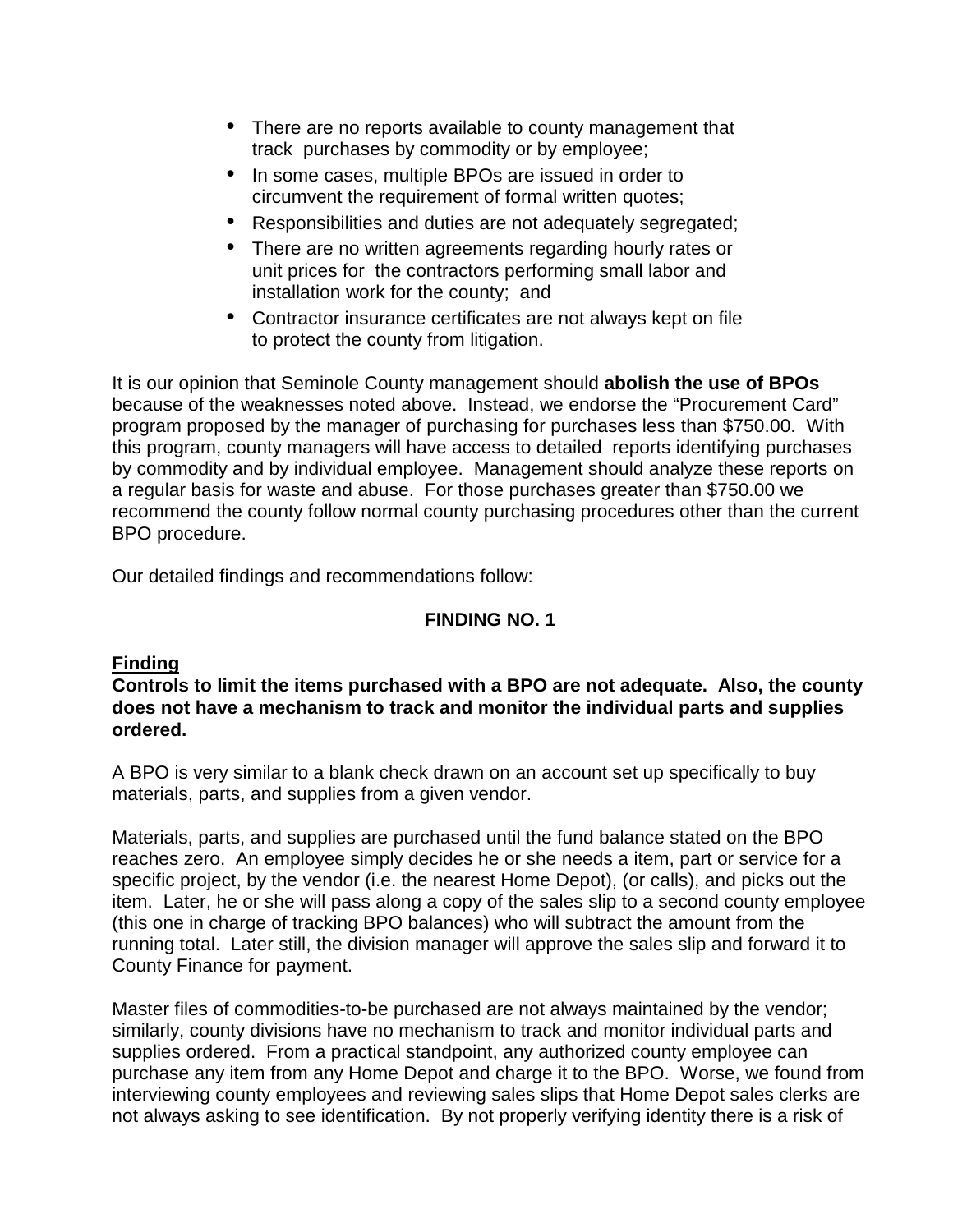- There are no reports available to county management that track purchases by commodity or by employee;
- In some cases, multiple BPOs are issued in order to circumvent the requirement of formal written quotes;
- Responsibilities and duties are not adequately segregated;
- There are no written agreements regarding hourly rates or unit prices for the contractors performing small labor and installation work for the county; and
- Contractor insurance certificates are not always kept on file to protect the county from litigation.

It is our opinion that Seminole County management should **abolish the use of BPOs** because of the weaknesses noted above. Instead, we endorse the "Procurement Card" program proposed by the manager of purchasing for purchases less than $750.00. With this program, county managers will have access to detailed reports identifying purchases by commodity and by individual employee. Management should analyze these reports on a regular basis for waste and abuse. For those purchases greater than $750.00 we recommend the county follow normal county purchasing procedures other than the current BPO procedure.

Our detailed findings and recommendations follow:

## FINDING NO. 1

**Finding**

**Controls to limit the items purchased with a BPO are not adequate. Also, the county does not have a mechanism to track and monitor the individual parts and supplies ordered.**

A BPO is very similar to a blank check drawn on an account set up specifically to buy materials, parts, and supplies from a given vendor.

Materials, parts, and supplies are purchased until the fund balance stated on the BPO reaches zero. An employee simply decides he or she needs a item, part or service for a specific project, by the vendor (i.e. the nearest Home Depot), (or calls), and picks out the item. Later, he or she will pass along a copy of the sales slip to a second county employee (this one in charge of tracking BPO balances) who will subtract the amount from the running total. Later still, the division manager will approve the sales slip and forward it to County Finance for payment.

Master files of commodities-to-be purchased are not always maintained by the vendor; similarly, county divisions have no mechanism to track and monitor individual parts and supplies ordered. From a practical standpoint, any authorized county employee can purchase any item from any Home Depot and charge it to the BPO. Worse, we found from interviewing county employees and reviewing sales slips that Home Depot sales clerks are not always asking to see identification. By not properly verifying identity there is a risk of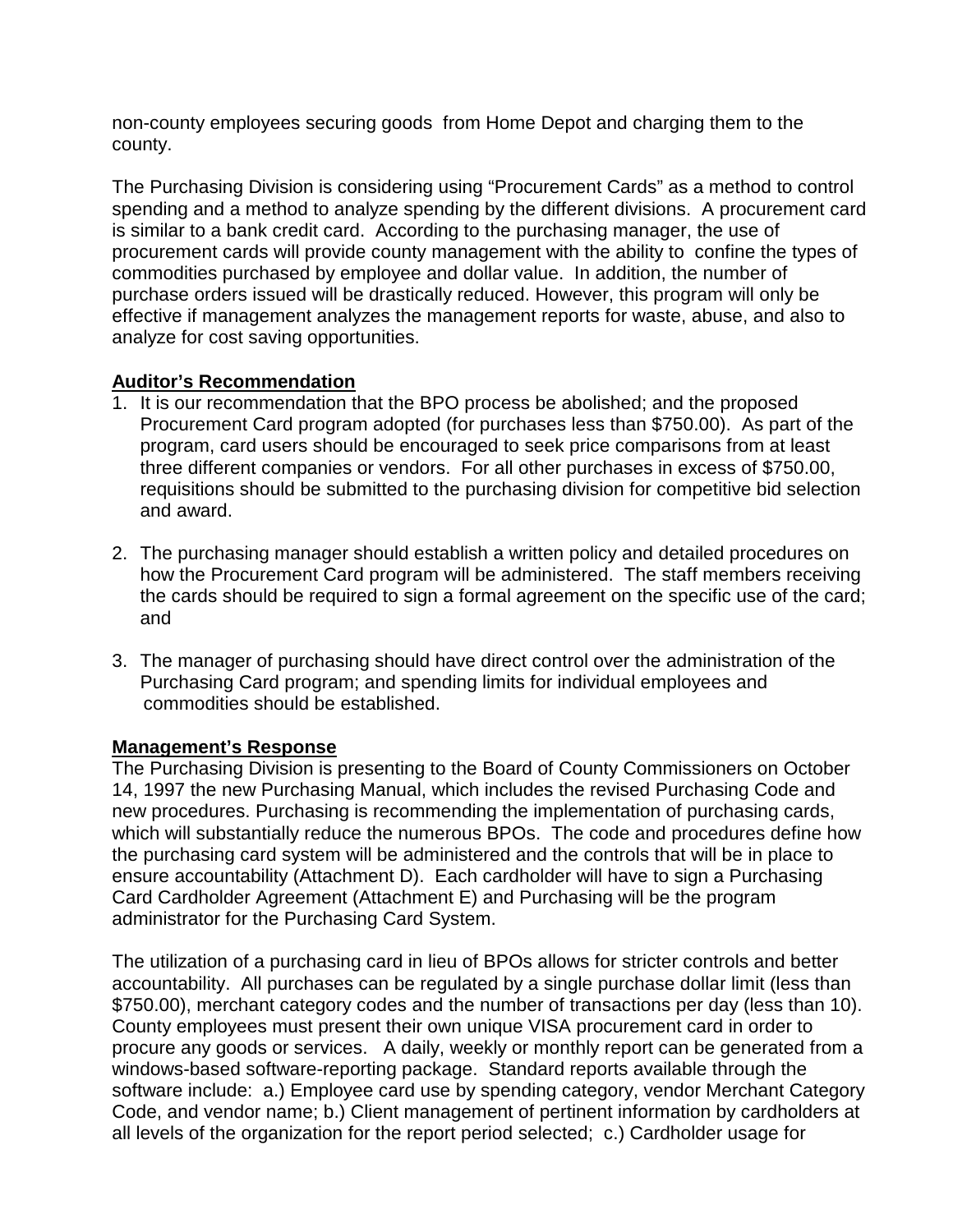non-county employees securing goods from Home Depot and charging them to the county.

The Purchasing Division is considering using "Procurement Cards" as a method to control spending and a method to analyze spending by the different divisions. A procurement card is similar to a bank credit card. According to the purchasing manager, the use of procurement cards will provide county management with the ability to confine the types of commodities purchased by employee and dollar value. In addition, the number of purchase orders issued will be drastically reduced. However, this program will only be effective if management analyzes the management reports for waste, abuse, and also to analyze for cost saving opportunities.

**Auditor's Recommendation**

1. It is our recommendation that the BPO process be abolished; and the proposed Procurement Card program adopted (for purchases less than $750.00). As part of the program, card users should be encouraged to seek price comparisons from at least three different companies or vendors. For all other purchases in excess of $750.00, requisitions should be submitted to the purchasing division for competitive bid selection and award.

2. The purchasing manager should establish a written policy and detailed procedures on how the Procurement Card program will be administered. The staff members receiving the cards should be required to sign a formal agreement on the specific use of the card; and

3. The manager of purchasing should have direct control over the administration of the Purchasing Card program; and spending limits for individual employees and commodities should be established.

**Management's Response**

The Purchasing Division is presenting to the Board of County Commissioners on October 14, 1997 the new Purchasing Manual, which includes the revised Purchasing Code and new procedures. Purchasing is recommending the implementation of purchasing cards, which will substantially reduce the numerous BPOs. The code and procedures define how the purchasing card system will be administered and the controls that will be in place to ensure accountability (Attachment D). Each cardholder will have to sign a Purchasing Card Cardholder Agreement (Attachment E) and Purchasing will be the program administrator for the Purchasing Card System.

The utilization of a purchasing card in lieu of BPOs allows for stricter controls and better accountability. All purchases can be regulated by a single purchase dollar limit (less than $750.00), merchant category codes and the number of transactions per day (less than 10). County employees must present their own unique VISA procurement card in order to procure any goods or services. A daily, weekly or monthly report can be generated from a windows-based software-reporting package. Standard reports available through the software include: a.) Employee card use by spending category, vendor Merchant Category Code, and vendor name; b.) Client management of pertinent information by cardholders at all levels of the organization for the report period selected; c.) Cardholder usage for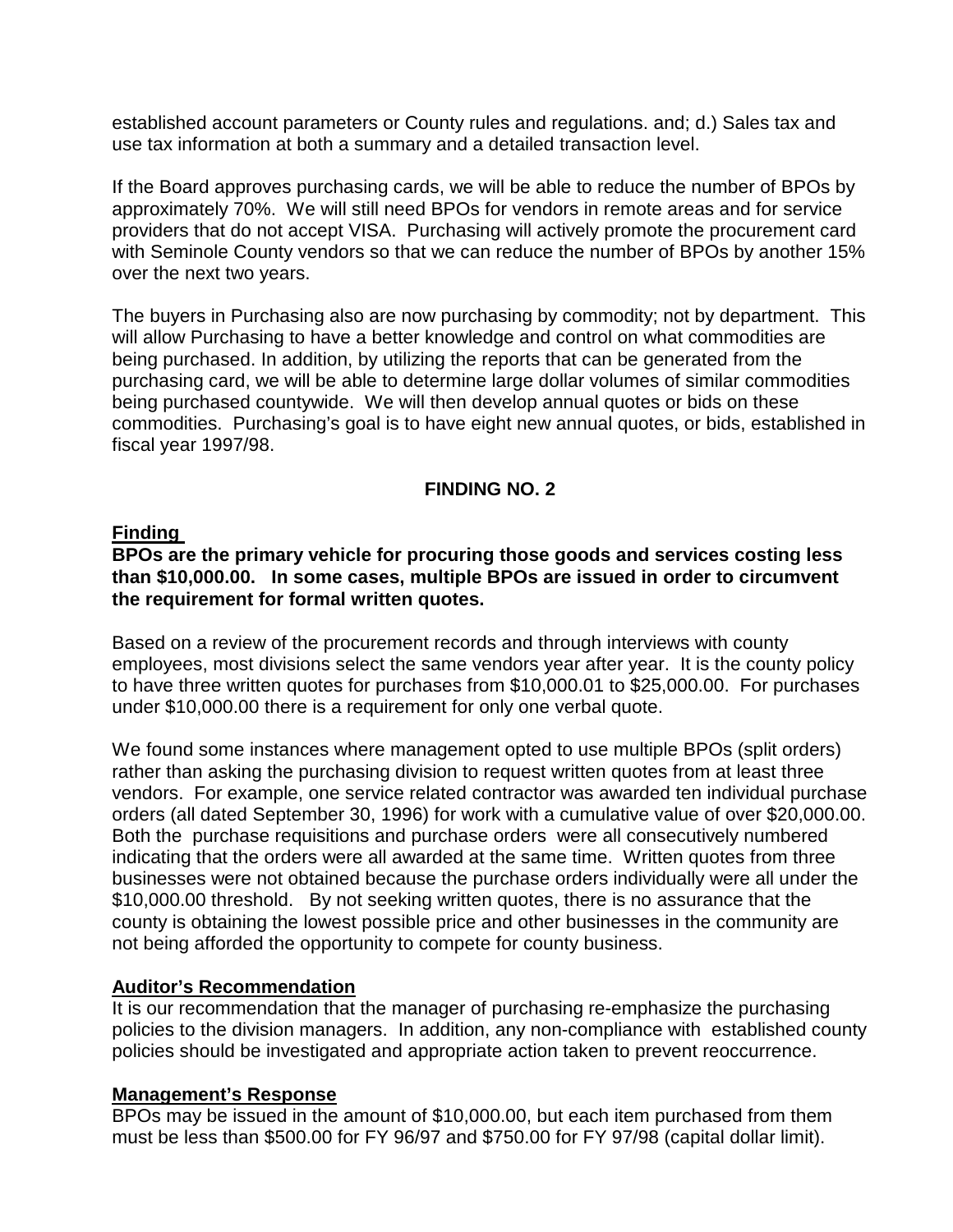established account parameters or County rules and regulations. and; d.) Sales tax and use tax information at both a summary and a detailed transaction level.

If the Board approves purchasing cards, we will be able to reduce the number of BPOs by approximately 70%. We will still need BPOs for vendors in remote areas and for service providers that do not accept VISA. Purchasing will actively promote the procurement card with Seminole County vendors so that we can reduce the number of BPOs by another 15% over the next two years.

The buyers in Purchasing also are now purchasing by commodity; not by department. This will allow Purchasing to have a better knowledge and control on what commodities are being purchased. In addition, by utilizing the reports that can be generated from the purchasing card, we will be able to determine large dollar volumes of similar commodities being purchased countywide. We will then develop annual quotes or bids on these commodities. Purchasing's goal is to have eight new annual quotes, or bids, established in fiscal year 1997/98.

## FINDING NO. 2

**Finding**

**BPOs are the primary vehicle for procuring those goods and services costing less than $10,000.00. In some cases, multiple BPOs are issued in order to circumvent the requirement for formal written quotes.**

Based on a review of the procurement records and through interviews with county employees, most divisions select the same vendors year after year. It is the county policy to have three written quotes for purchases from $10,000.01 to $25,000.00. For purchases under $10,000.00 there is a requirement for only one verbal quote.

We found some instances where management opted to use multiple BPOs (split orders) rather than asking the purchasing division to request written quotes from at least three vendors. For example, one service related contractor was awarded ten individual purchase orders (all dated September 30, 1996) for work with a cumulative value of over $20,000.00. Both the purchase requisitions and purchase orders were all consecutively numbered indicating that the orders were all awarded at the same time. Written quotes from three businesses were not obtained because the purchase orders individually were all under the $10,000.00 threshold. By not seeking written quotes, there is no assurance that the county is obtaining the lowest possible price and other businesses in the community are not being afforded the opportunity to compete for county business.

**Auditor's Recommendation**

It is our recommendation that the manager of purchasing re-emphasize the purchasing policies to the division managers. In addition, any non-compliance with established county policies should be investigated and appropriate action taken to prevent reoccurrence.

**Management's Response**

BPOs may be issued in the amount of $10,000.00, but each item purchased from them must be less than $500.00 for FY 96/97 and $750.00 for FY 97/98 (capital dollar limit).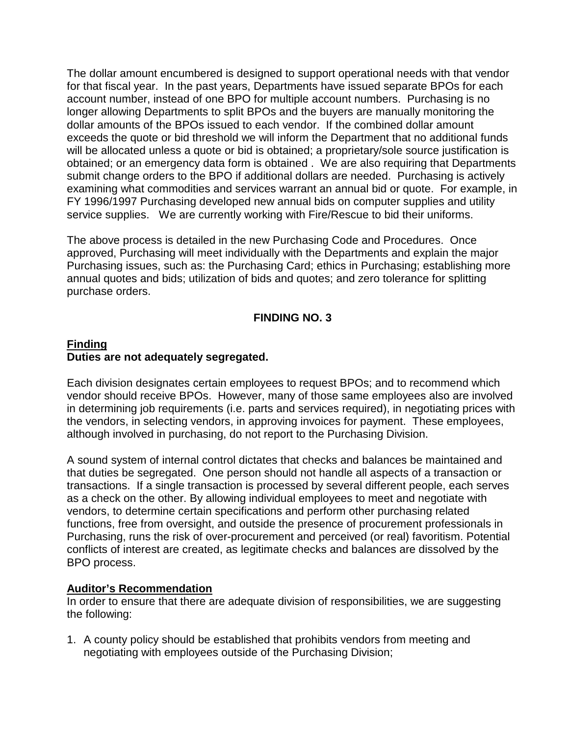The dollar amount encumbered is designed to support operational needs with that vendor for that fiscal year. In the past years, Departments have issued separate BPOs for each account number, instead of one BPO for multiple account numbers. Purchasing is no longer allowing Departments to split BPOs and the buyers are manually monitoring the dollar amounts of the BPOs issued to each vendor. If the combined dollar amount exceeds the quote or bid threshold we will inform the Department that no additional funds will be allocated unless a quote or bid is obtained; a proprietary/sole source justification is obtained; or an emergency data form is obtained . We are also requiring that Departments submit change orders to the BPO if additional dollars are needed. Purchasing is actively examining what commodities and services warrant an annual bid or quote. For example, in FY 1996/1997 Purchasing developed new annual bids on computer supplies and utility service supplies. We are currently working with Fire/Rescue to bid their uniforms.

The above process is detailed in the new Purchasing Code and Procedures. Once approved, Purchasing will meet individually with the Departments and explain the major Purchasing issues, such as: the Purchasing Card; ethics in Purchasing; establishing more annual quotes and bids; utilization of bids and quotes; and zero tolerance for splitting purchase orders.

## FINDING NO. 3

**Finding**
**Duties are not adequately segregated.**

Each division designates certain employees to request BPOs; and to recommend which vendor should receive BPOs. However, many of those same employees also are involved in determining job requirements (i.e. parts and services required), in negotiating prices with the vendors, in selecting vendors, in approving invoices for payment. These employees, although involved in purchasing, do not report to the Purchasing Division.

A sound system of internal control dictates that checks and balances be maintained and that duties be segregated. One person should not handle all aspects of a transaction or transactions. If a single transaction is processed by several different people, each serves as a check on the other. By allowing individual employees to meet and negotiate with vendors, to determine certain specifications and perform other purchasing related functions, free from oversight, and outside the presence of procurement professionals in Purchasing, runs the risk of over-procurement and perceived (or real) favoritism. Potential conflicts of interest are created, as legitimate checks and balances are dissolved by the BPO process.

**Auditor's Recommendation**
In order to ensure that there are adequate division of responsibilities, we are suggesting the following:

1. A county policy should be established that prohibits vendors from meeting and negotiating with employees outside of the Purchasing Division;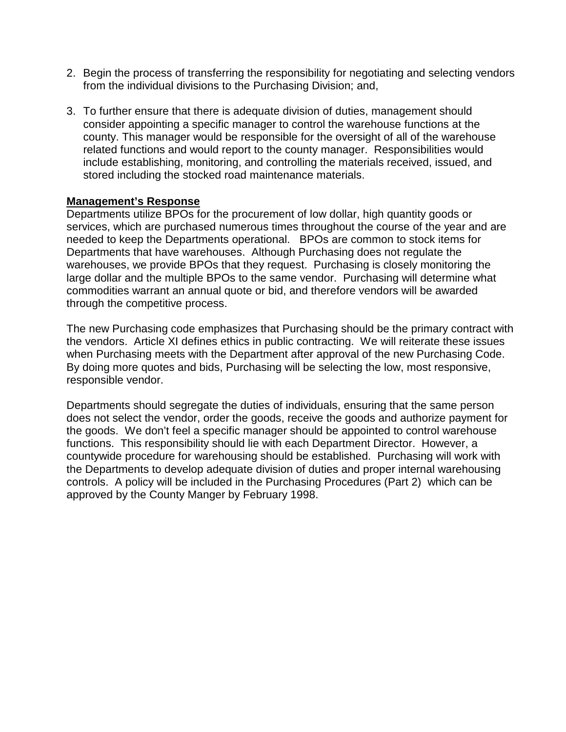2. Begin the process of transferring the responsibility for negotiating and selecting vendors from the individual divisions to the Purchasing Division; and,

3. To further ensure that there is adequate division of duties, management should consider appointing a specific manager to control the warehouse functions at the county. This manager would be responsible for the oversight of all of the warehouse related functions and would report to the county manager. Responsibilities would include establishing, monitoring, and controlling the materials received, issued, and stored including the stocked road maintenance materials.

**Management's Response**

Departments utilize BPOs for the procurement of low dollar, high quantity goods or services, which are purchased numerous times throughout the course of the year and are needed to keep the Departments operational. BPOs are common to stock items for Departments that have warehouses. Although Purchasing does not regulate the warehouses, we provide BPOs that they request. Purchasing is closely monitoring the large dollar and the multiple BPOs to the same vendor. Purchasing will determine what commodities warrant an annual quote or bid, and therefore vendors will be awarded through the competitive process.

The new Purchasing code emphasizes that Purchasing should be the primary contract with the vendors. Article XI defines ethics in public contracting. We will reiterate these issues when Purchasing meets with the Department after approval of the new Purchasing Code. By doing more quotes and bids, Purchasing will be selecting the low, most responsive, responsible vendor.

Departments should segregate the duties of individuals, ensuring that the same person does not select the vendor, order the goods, receive the goods and authorize payment for the goods. We don't feel a specific manager should be appointed to control warehouse functions. This responsibility should lie with each Department Director. However, a countywide procedure for warehousing should be established. Purchasing will work with the Departments to develop adequate division of duties and proper internal warehousing controls. A policy will be included in the Purchasing Procedures (Part 2) which can be approved by the County Manger by February 1998.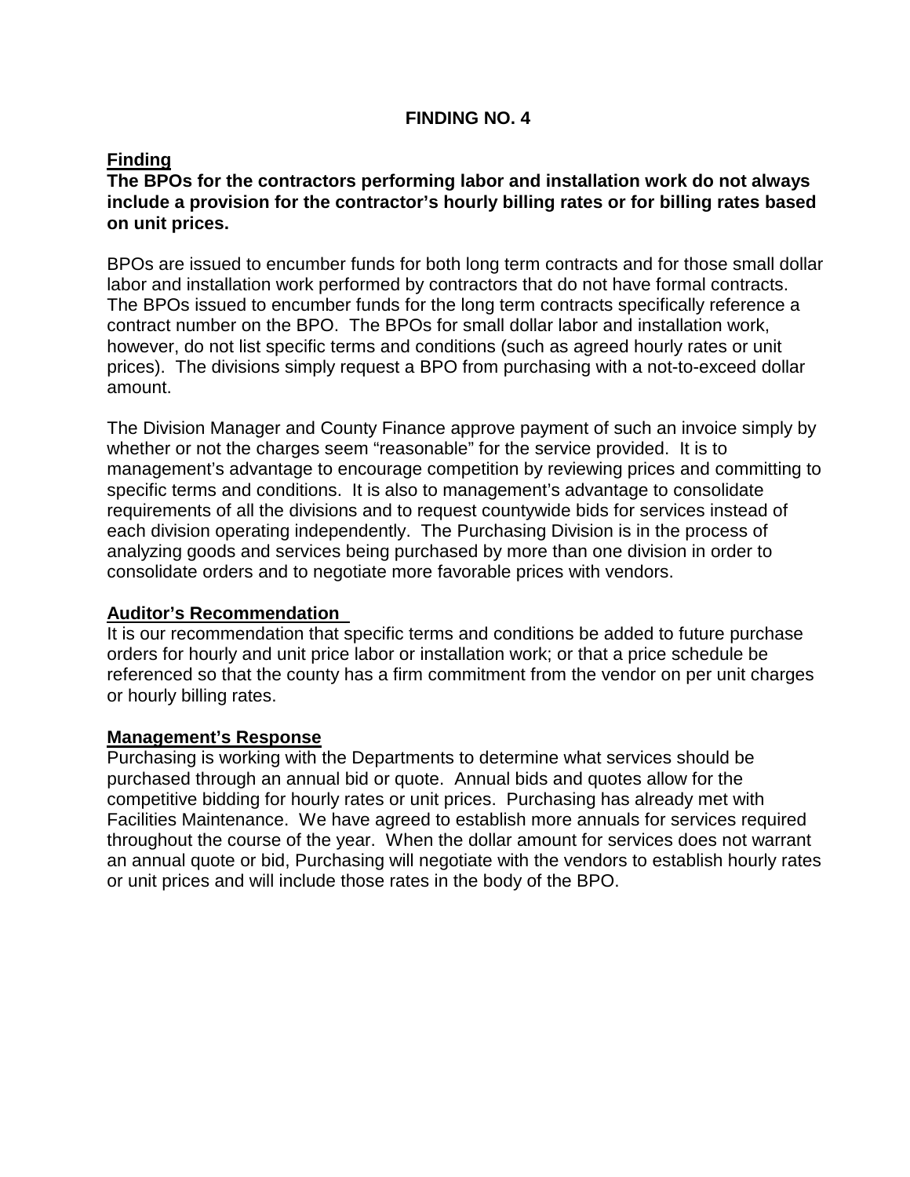## FINDING NO. 4

### Finding

**The BPOs for the contractors performing labor and installation work do not always include a provision for the contractor's hourly billing rates or for billing rates based on unit prices.**

BPOs are issued to encumber funds for both long term contracts and for those small dollar labor and installation work performed by contractors that do not have formal contracts. The BPOs issued to encumber funds for the long term contracts specifically reference a contract number on the BPO. The BPOs for small dollar labor and installation work, however, do not list specific terms and conditions (such as agreed hourly rates or unit prices). The divisions simply request a BPO from purchasing with a not-to-exceed dollar amount.

The Division Manager and County Finance approve payment of such an invoice simply by whether or not the charges seem "reasonable" for the service provided. It is to management's advantage to encourage competition by reviewing prices and committing to specific terms and conditions. It is also to management's advantage to consolidate requirements of all the divisions and to request countywide bids for services instead of each division operating independently. The Purchasing Division is in the process of analyzing goods and services being purchased by more than one division in order to consolidate orders and to negotiate more favorable prices with vendors.

### Auditor's Recommendation

It is our recommendation that specific terms and conditions be added to future purchase orders for hourly and unit price labor or installation work; or that a price schedule be referenced so that the county has a firm commitment from the vendor on per unit charges or hourly billing rates.

### Management's Response

Purchasing is working with the Departments to determine what services should be purchased through an annual bid or quote. Annual bids and quotes allow for the competitive bidding for hourly rates or unit prices. Purchasing has already met with Facilities Maintenance. We have agreed to establish more annuals for services required throughout the course of the year. When the dollar amount for services does not warrant an annual quote or bid, Purchasing will negotiate with the vendors to establish hourly rates or unit prices and will include those rates in the body of the BPO.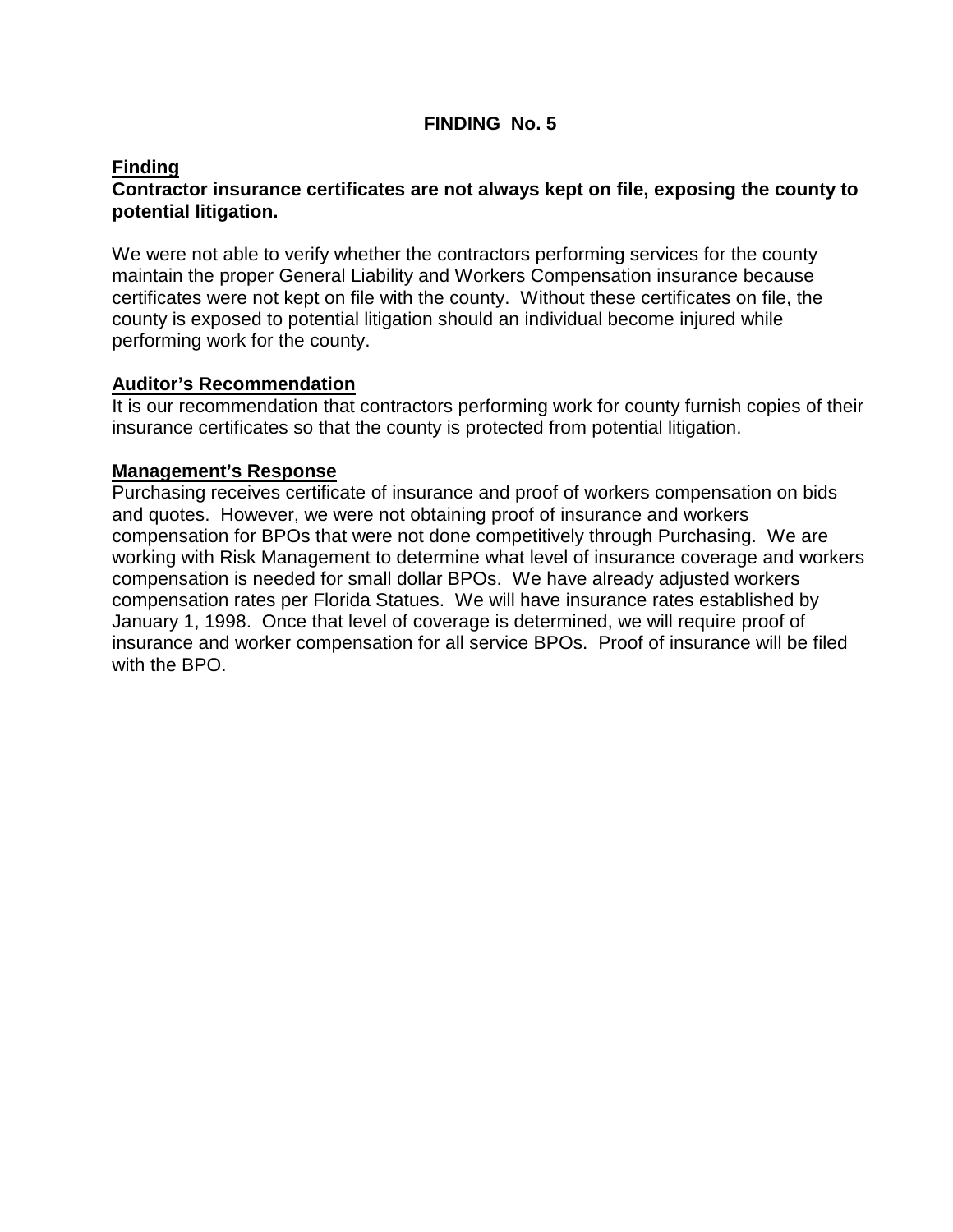## FINDING No. 5

**Finding**

**Contractor insurance certificates are not always kept on file, exposing the county to potential litigation.**

We were not able to verify whether the contractors performing services for the county maintain the proper General Liability and Workers Compensation insurance because certificates were not kept on file with the county. Without these certificates on file, the county is exposed to potential litigation should an individual become injured while performing work for the county.

**Auditor's Recommendation**

It is our recommendation that contractors performing work for county furnish copies of their insurance certificates so that the county is protected from potential litigation.

**Management's Response**

Purchasing receives certificate of insurance and proof of workers compensation on bids and quotes. However, we were not obtaining proof of insurance and workers compensation for BPOs that were not done competitively through Purchasing. We are working with Risk Management to determine what level of insurance coverage and workers compensation is needed for small dollar BPOs. We have already adjusted workers compensation rates per Florida Statues. We will have insurance rates established by January 1, 1998. Once that level of coverage is determined, we will require proof of insurance and worker compensation for all service BPOs. Proof of insurance will be filed with the BPO.